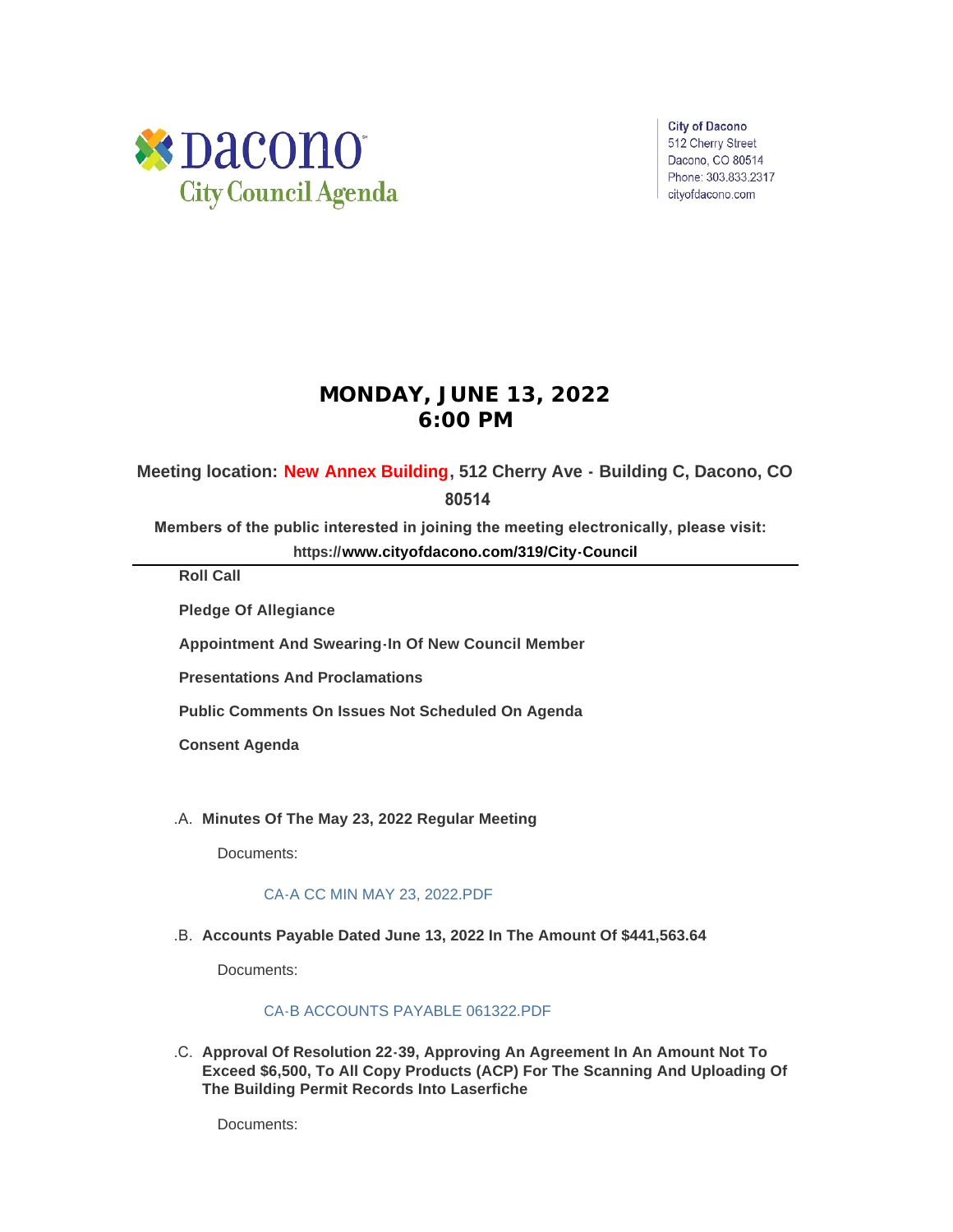Dacono
City Council Agenda

City of Dacono
512 Cherry Street
Dacono, CO 80514
Phone: 303.833.2317
cityofdacono.com

# MONDAY, JUNE 13, 2022
# 6:00 PM

**Meeting location: New Annex Building, 512 Cherry Ave - Building C, Dacono, CO 80514**

**Members of the public interested in joining the meeting electronically, please visit: https://www.cityofdacono.com/319/City-Council**

---

**Roll Call**

**Pledge Of Allegiance**

**Appointment And Swearing-In Of New Council Member**

**Presentations And Proclamations**

**Public Comments On Issues Not Scheduled On Agenda**

**Consent Agenda**

.A. **Minutes Of The May 23, 2022 Regular Meeting**

Documents:

CA-A CC MIN MAY 23, 2022.PDF

.B. **Accounts Payable Dated June 13, 2022 In The Amount Of $441,563.64**

Documents:

CA-B ACCOUNTS PAYABLE 061322.PDF

.C. **Approval Of Resolution 22-39, Approving An Agreement In An Amount Not To Exceed $6,500, To All Copy Products (ACP) For The Scanning And Uploading Of The Building Permit Records Into Laserfiche**

Documents: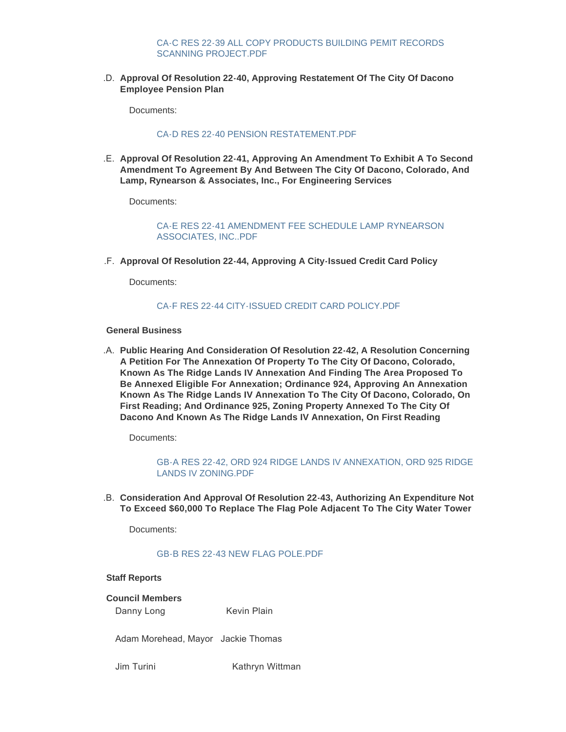CA-C RES 22-39 ALL COPY PRODUCTS BUILDING PEMIT RECORDS SCANNING PROJECT.PDF

.D. **Approval Of Resolution 22-40, Approving Restatement Of The City Of Dacono Employee Pension Plan**

Documents:

CA-D RES 22-40 PENSION RESTATEMENT.PDF

.E. **Approval Of Resolution 22-41, Approving An Amendment To Exhibit A To Second Amendment To Agreement By And Between The City Of Dacono, Colorado, And Lamp, Rynearson & Associates, Inc., For Engineering Services**

Documents:

CA-E RES 22-41 AMENDMENT FEE SCHEDULE LAMP RYNEARSON ASSOCIATES, INC..PDF

.F. **Approval Of Resolution 22-44, Approving A City-Issued Credit Card Policy**

Documents:

CA-F RES 22-44 CITY-ISSUED CREDIT CARD POLICY.PDF

**General Business**

.A. **Public Hearing And Consideration Of Resolution 22-42, A Resolution Concerning A Petition For The Annexation Of Property To The City Of Dacono, Colorado, Known As The Ridge Lands IV Annexation And Finding The Area Proposed To Be Annexed Eligible For Annexation; Ordinance 924, Approving An Annexation Known As The Ridge Lands IV Annexation To The City Of Dacono, Colorado, On First Reading; And Ordinance 925, Zoning Property Annexed To The City Of Dacono And Known As The Ridge Lands IV Annexation, On First Reading**

Documents:

GB-A RES 22-42, ORD 924 RIDGE LANDS IV ANNEXATION, ORD 925 RIDGE LANDS IV ZONING.PDF

.B. **Consideration And Approval Of Resolution 22-43, Authorizing An Expenditure Not To Exceed $60,000 To Replace The Flag Pole Adjacent To The City Water Tower**

Documents:

GB-B RES 22-43 NEW FLAG POLE.PDF

**Staff Reports**

**Council Members**

Danny Long | Kevin Plain

Adam Morehead, Mayor | Jackie Thomas

Jim Turini | Kathryn Wittman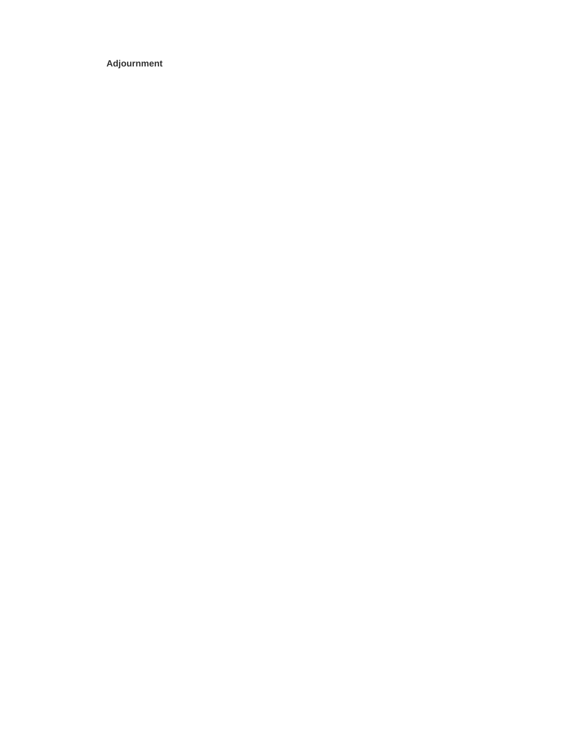**Adjournment**